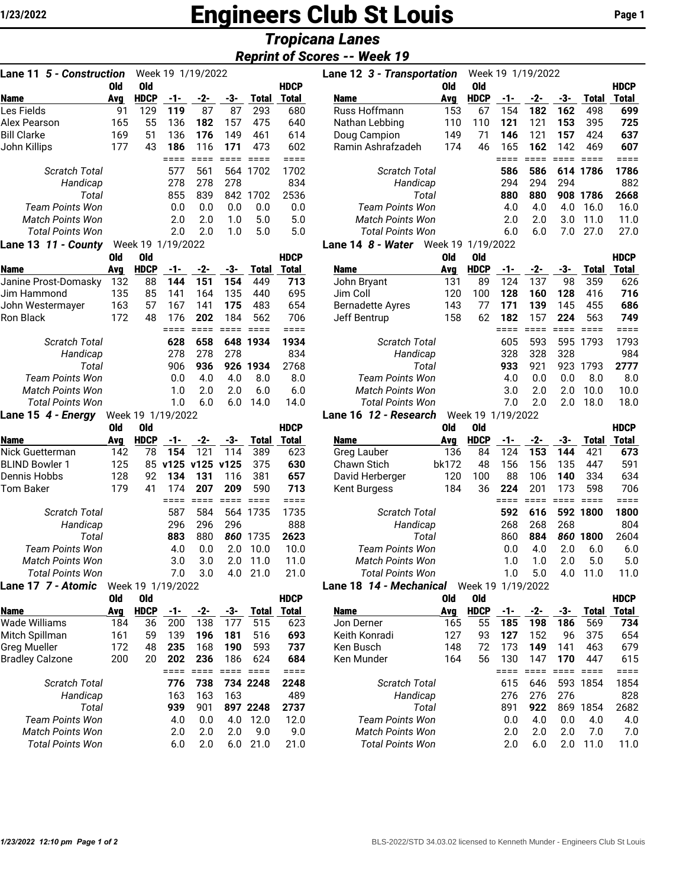# Engineers Club St Louis

## *Tropicana Lanes*

### *Reprint of Scores -- Week 19*

**Lane 11 *5 - Construction*** Week 19 1/19/2022

| Name | Old Avg | Old HDCP | -1- | -2- | -3- | Total | HDCP Total |
|---|---|---|---|---|---|---|---|
| Les Fields | 91 | 129 | **119** | 87 | 87 | 293 | 680 |
| Alex Pearson | 165 | 55 | 136 | **182** | 157 | 475 | 640 |
| Bill Clarke | 169 | 51 | 136 | **176** | 149 | 461 | 614 |
| John Killips | 177 | 43 | **186** | 116 | **171** | 473 | 602 |
| | | | ==== | ==== | ==== | ==== | ==== |
| *Scratch Total* | | | 577 | 561 | 564 | 1702 | 1702 |
| *Handicap* | | | 278 | 278 | 278 | | 834 |
| *Total* | | | 855 | 839 | 842 | 1702 | 2536 |
| *Team Points Won* | | | 0.0 | 0.0 | 0.0 | 0.0 | 0.0 |
| *Match Points Won* | | | 2.0 | 2.0 | 1.0 | 5.0 | 5.0 |
| *Total Points Won* | | | 2.0 | 2.0 | 1.0 | 5.0 | 5.0 |

**Lane 12 *3 - Transportation*** Week 19 1/19/2022

| Name | Old Avg | Old HDCP | -1- | -2- | -3- | Total | HDCP Total |
|---|---|---|---|---|---|---|---|
| Russ Hoffmann | 153 | 67 | 154 | **182** | **162** | 498 | **699** |
| Nathan Lebbing | 110 | 110 | **121** | 121 | **153** | 395 | **725** |
| Doug Campion | 149 | 71 | **146** | 121 | **157** | 424 | **637** |
| Ramin Ashrafzadeh | 174 | 46 | 165 | **162** | 142 | 469 | **607** |
| | | | ==== | ==== | ==== | ==== | ==== |
| *Scratch Total* | | | **586** | **586** | **614** | **1786** | **1786** |
| *Handicap* | | | 294 | 294 | 294 | | 882 |
| *Total* | | | **880** | **880** | **908** | **1786** | **2668** |
| *Team Points Won* | | | 4.0 | 4.0 | 4.0 | 16.0 | 16.0 |
| *Match Points Won* | | | 2.0 | 2.0 | 3.0 | 11.0 | 11.0 |
| *Total Points Won* | | | 6.0 | 6.0 | 7.0 | 27.0 | 27.0 |

**Lane 13 *11 - County*** Week 19 1/19/2022

| Name | Old Avg | Old HDCP | -1- | -2- | -3- | Total | HDCP Total |
|---|---|---|---|---|---|---|---|
| Janine Prost-Domasky | 132 | 88 | **144** | **151** | **154** | 449 | **713** |
| Jim Hammond | 135 | 85 | 141 | 164 | 135 | 440 | 695 |
| John Westermayer | 163 | 57 | 167 | 141 | **175** | 483 | 654 |
| Ron Black | 172 | 48 | 176 | **202** | 184 | 562 | 706 |
| | | | ==== | ==== | ==== | ==== | ==== |
| *Scratch Total* | | | **628** | **658** | **648** | **1934** | **1934** |
| *Handicap* | | | 278 | 278 | 278 | | 834 |
| *Total* | | | 906 | **936** | **926** | **1934** | 2768 |
| *Team Points Won* | | | 0.0 | 4.0 | 4.0 | 8.0 | 8.0 |
| *Match Points Won* | | | 1.0 | 2.0 | 2.0 | 6.0 | 6.0 |
| *Total Points Won* | | | 1.0 | 6.0 | 6.0 | 14.0 | 14.0 |

**Lane 14 *8 - Water*** Week 19 1/19/2022

| Name | Old Avg | Old HDCP | -1- | -2- | -3- | Total | HDCP Total |
|---|---|---|---|---|---|---|---|
| John Bryant | 131 | 89 | 124 | 137 | 98 | 359 | 626 |
| Jim Coll | 120 | 100 | **128** | **160** | **128** | 416 | **716** |
| Bernadette Ayres | 143 | 77 | **171** | 139 | 145 | 455 | **686** |
| Jeff Bentrup | 158 | 62 | **182** | 157 | **224** | 563 | **749** |
| | | | ==== | ==== | ==== | ==== | ==== |
| *Scratch Total* | | | 605 | 593 | 595 | 1793 | 1793 |
| *Handicap* | | | 328 | 328 | 328 | | 984 |
| *Total* | | | **933** | 921 | 923 | 1793 | **2777** |
| *Team Points Won* | | | 4.0 | 0.0 | 0.0 | 8.0 | 8.0 |
| *Match Points Won* | | | 3.0 | 2.0 | 2.0 | 10.0 | 10.0 |
| *Total Points Won* | | | 7.0 | 2.0 | 2.0 | 18.0 | 18.0 |

**Lane 15 *4 - Energy*** Week 19 1/19/2022

| Name | Old Avg | Old HDCP | -1- | -2- | -3- | Total | HDCP Total |
|---|---|---|---|---|---|---|---|
| Nick Guetterman | 142 | 78 | **154** | 121 | 114 | 389 | 623 |
| BLIND Bowler 1 | 125 | 85 | **v125** | **v125** | **v125** | 375 | 630 |
| Dennis Hobbs | 128 | 92 | **134** | **131** | 116 | 381 | 657 |
| Tom Baker | 179 | 41 | 174 | **207** | **209** | 590 | **713** |
| | | | ==== | ==== | ==== | ==== | ==== |
| *Scratch Total* | | | 587 | 584 | 564 | 1735 | 1735 |
| *Handicap* | | | 296 | 296 | 296 | | 888 |
| *Total* | | | **883** | 880 | ***860*** | 1735 | 2623 |
| *Team Points Won* | | | 4.0 | 0.0 | 2.0 | 10.0 | 10.0 |
| *Match Points Won* | | | 3.0 | 3.0 | 2.0 | 11.0 | 11.0 |
| *Total Points Won* | | | 7.0 | 3.0 | 4.0 | 21.0 | 21.0 |

**Lane 16 *12 - Research*** Week 19 1/19/2022

| Name | Old Avg | Old HDCP | -1- | -2- | -3- | Total | HDCP Total |
|---|---|---|---|---|---|---|---|
| Greg Lauber | 136 | 84 | 124 | **153** | **144** | 421 | **673** |
| Chawn Stich | bk172 | 48 | 156 | 156 | 135 | 447 | 591 |
| David Herberger | 120 | 100 | 88 | 106 | **140** | 334 | 634 |
| Kent Burgess | 184 | 36 | **224** | 201 | 173 | 598 | 706 |
| | | | ==== | ==== | ==== | ==== | ==== |
| *Scratch Total* | | | **592** | **616** | **592** | **1800** | **1800** |
| *Handicap* | | | 268 | 268 | 268 | | 804 |
| *Total* | | | 860 | **884** | ***860*** | **1800** | 2604 |
| *Team Points Won* | | | 0.0 | 4.0 | 2.0 | 6.0 | 6.0 |
| *Match Points Won* | | | 1.0 | 1.0 | 2.0 | 5.0 | 5.0 |
| *Total Points Won* | | | 1.0 | 5.0 | 4.0 | 11.0 | 11.0 |

**Lane 17 *7 - Atomic*** Week 19 1/19/2022

| Name | Old Avg | Old HDCP | -1- | -2- | -3- | Total | HDCP Total |
|---|---|---|---|---|---|---|---|
| Wade Williams | 184 | 36 | 200 | 138 | 177 | 515 | 623 |
| Mitch Spillman | 161 | 59 | 139 | **196** | **181** | 516 | **693** |
| Greg Mueller | 172 | 48 | **235** | 168 | **190** | 593 | **737** |
| Bradley Calzone | 200 | 20 | **202** | **236** | 186 | 624 | 684 |
| | | | ==== | ==== | ==== | ==== | ==== |
| *Scratch Total* | | | **776** | **738** | **734** | **2248** | **2248** |
| *Handicap* | | | 163 | 163 | 163 | | 489 |
| *Total* | | | **939** | 901 | **897** | **2248** | **2737** |
| *Team Points Won* | | | 4.0 | 0.0 | 4.0 | 12.0 | 12.0 |
| *Match Points Won* | | | 2.0 | 2.0 | 2.0 | 9.0 | 9.0 |
| *Total Points Won* | | | 6.0 | 2.0 | 6.0 | 21.0 | 21.0 |

**Lane 18 *14 - Mechanical*** Week 19 1/19/2022

| Name | Old Avg | Old HDCP | -1- | -2- | -3- | Total | HDCP Total |
|---|---|---|---|---|---|---|---|
| Jon Derner | 165 | 55 | **185** | **198** | **186** | 569 | **734** |
| Keith Konradi | 127 | 93 | **127** | 152 | 96 | 375 | 654 |
| Ken Busch | 148 | 72 | 173 | **149** | 141 | 463 | 679 |
| Ken Munder | 164 | 56 | 130 | 147 | **170** | 447 | 615 |
| | | | ==== | ==== | ==== | ==== | ==== |
| *Scratch Total* | | | 615 | 646 | 593 | 1854 | 1854 |
| *Handicap* | | | 276 | 276 | 276 | | 828 |
| *Total* | | | 891 | **922** | 869 | 1854 | 2682 |
| *Team Points Won* | | | 0.0 | 4.0 | 0.0 | 4.0 | 4.0 |
| *Match Points Won* | | | 2.0 | 2.0 | 2.0 | 7.0 | 7.0 |
| *Total Points Won* | | | 2.0 | 6.0 | 2.0 | 11.0 | 11.0 |

BLS-2022/STD 34.03.02 licensed to Kenneth Munder - Engineers Club St Louis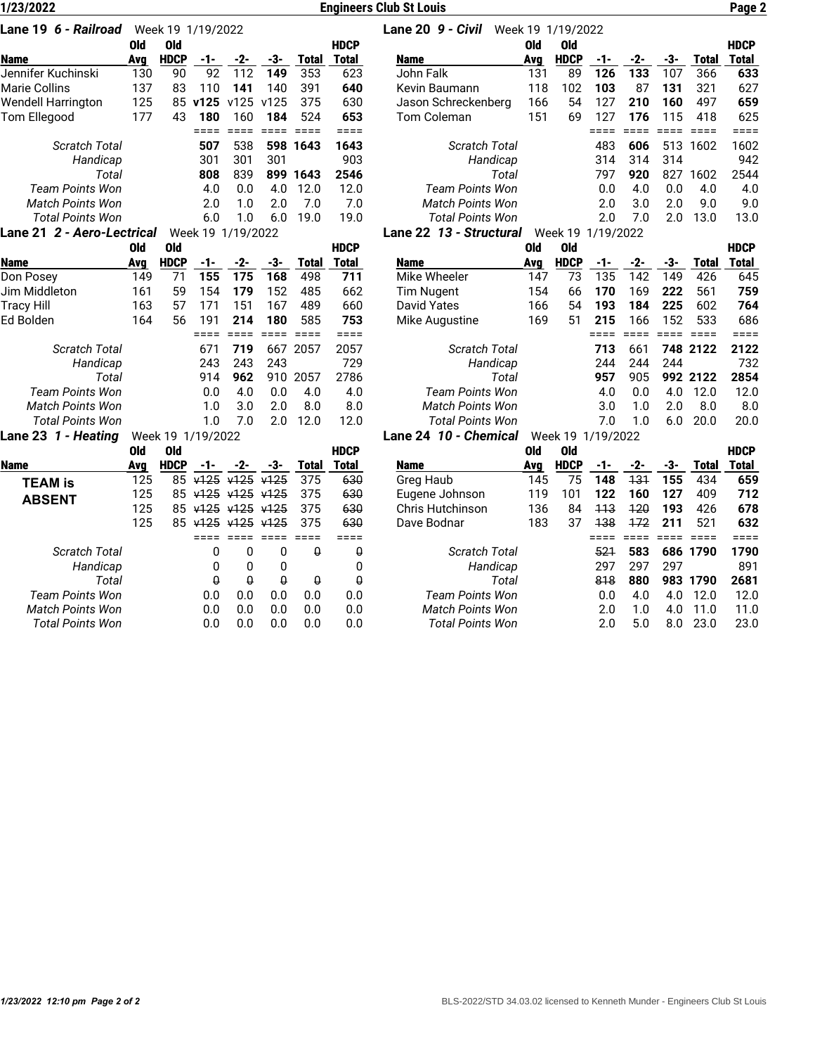## Lane 19 *6 - Railroad* Week 19 1/19/2022

| Name | Old Avg | Old HDCP | -1- | -2- | -3- | Total | HDCP Total |
|---|---|---|---|---|---|---|---|
| Jennifer Kuchinski | 130 | 90 | 92 | 112 | **149** | 353 | 623 |
| Marie Collins | 137 | 83 | 110 | **141** | 140 | 391 | **640** |
| Wendell Harrington | 125 | 85 | **v125** | v125 | v125 | 375 | 630 |
| Tom Ellegood | 177 | 43 | **180** | 160 | **184** | 524 | **653** |
| | | | ==== | ==== | ==== | ==== | ==== |
| *Scratch Total* | | | **507** | 538 | **598** | **1643** | **1643** |
| *Handicap* | | | 301 | 301 | 301 | | 903 |
| *Total* | | | **808** | 839 | **899** | **1643** | **2546** |
| *Team Points Won* | | | 4.0 | 0.0 | 4.0 | 12.0 | 12.0 |
| *Match Points Won* | | | 2.0 | 1.0 | 2.0 | 7.0 | 7.0 |
| *Total Points Won* | | | 6.0 | 1.0 | 6.0 | 19.0 | 19.0 |

## Lane 20 *9 - Civil* Week 19 1/19/2022

| Name | Old Avg | Old HDCP | -1- | -2- | -3- | Total | HDCP Total |
|---|---|---|---|---|---|---|---|
| John Falk | 131 | 89 | **126** | **133** | 107 | 366 | **633** |
| Kevin Baumann | 118 | 102 | **103** | 87 | **131** | 321 | 627 |
| Jason Schreckenberg | 166 | 54 | 127 | **210** | **160** | 497 | **659** |
| Tom Coleman | 151 | 69 | 127 | **176** | 115 | 418 | 625 |
| | | | ==== | ==== | ==== | ==== | ==== |
| *Scratch Total* | | | 483 | **606** | 513 | 1602 | 1602 |
| *Handicap* | | | 314 | 314 | 314 | | 942 |
| *Total* | | | 797 | **920** | 827 | 1602 | 2544 |
| *Team Points Won* | | | 0.0 | 4.0 | 0.0 | 4.0 | 4.0 |
| *Match Points Won* | | | 2.0 | 3.0 | 2.0 | 9.0 | 9.0 |
| *Total Points Won* | | | 2.0 | 7.0 | 2.0 | 13.0 | 13.0 |

## Lane 21 *2 - Aero-Lectrical* Week 19 1/19/2022

| Name | Old Avg | Old HDCP | -1- | -2- | -3- | Total | HDCP Total |
|---|---|---|---|---|---|---|---|
| Don Posey | 149 | 71 | **155** | **175** | **168** | 498 | **711** |
| Jim Middleton | 161 | 59 | 154 | **179** | 152 | 485 | 662 |
| Tracy Hill | 163 | 57 | 171 | 151 | 167 | 489 | 660 |
| Ed Bolden | 164 | 56 | 191 | **214** | **180** | 585 | **753** |
| | | | ==== | ==== | ==== | ==== | ==== |
| *Scratch Total* | | | 671 | **719** | 667 | 2057 | 2057 |
| *Handicap* | | | 243 | 243 | 243 | | 729 |
| *Total* | | | 914 | **962** | 910 | 2057 | 2786 |
| *Team Points Won* | | | 0.0 | 4.0 | 0.0 | 4.0 | 4.0 |
| *Match Points Won* | | | 1.0 | 3.0 | 2.0 | 8.0 | 8.0 |
| *Total Points Won* | | | 1.0 | 7.0 | 2.0 | 12.0 | 12.0 |

## Lane 22 *13 - Structural* Week 19 1/19/2022

| Name | Old Avg | Old HDCP | -1- | -2- | -3- | Total | HDCP Total |
|---|---|---|---|---|---|---|---|
| Mike Wheeler | 147 | 73 | 135 | 142 | 149 | 426 | 645 |
| Tim Nugent | 154 | 66 | **170** | 169 | **222** | 561 | **759** |
| David Yates | 166 | 54 | **193** | **184** | **225** | 602 | **764** |
| Mike Augustine | 169 | 51 | **215** | 166 | 152 | 533 | 686 |
| | | | ==== | ==== | ==== | ==== | ==== |
| *Scratch Total* | | | **713** | 661 | **748** | **2122** | **2122** |
| *Handicap* | | | 244 | 244 | 244 | | 732 |
| *Total* | | | **957** | 905 | **992** | **2122** | **2854** |
| *Team Points Won* | | | 4.0 | 0.0 | 4.0 | 12.0 | 12.0 |
| *Match Points Won* | | | 3.0 | 1.0 | 2.0 | 8.0 | 8.0 |
| *Total Points Won* | | | 7.0 | 1.0 | 6.0 | 20.0 | 20.0 |

## Lane 23 *1 - Heating* Week 19 1/19/2022

| Name | Old Avg | Old HDCP | -1- | -2- | -3- | Total | HDCP Total |
|---|---|---|---|---|---|---|---|
| **TEAM is ABSENT** | 125 | 85 | ~~v125~~ | ~~v125~~ | ~~v125~~ | 375 | ~~630~~ |
| | 125 | 85 | ~~v125~~ | ~~v125~~ | ~~v125~~ | 375 | ~~630~~ |
| | 125 | 85 | ~~v125~~ | ~~v125~~ | ~~v125~~ | 375 | ~~630~~ |
| | 125 | 85 | ~~v125~~ | ~~v125~~ | ~~v125~~ | 375 | ~~630~~ |
| | | | ==== | ==== | ==== | ==== | ==== |
| *Scratch Total* | | | 0 | 0 | 0 | ~~0~~ | ~~0~~ |
| *Handicap* | | | 0 | 0 | 0 | | 0 |
| *Total* | | | ~~0~~ | ~~0~~ | ~~0~~ | ~~0~~ | ~~0~~ |
| *Team Points Won* | | | 0.0 | 0.0 | 0.0 | 0.0 | 0.0 |
| *Match Points Won* | | | 0.0 | 0.0 | 0.0 | 0.0 | 0.0 |
| *Total Points Won* | | | 0.0 | 0.0 | 0.0 | 0.0 | 0.0 |

## Lane 24 *10 - Chemical* Week 19 1/19/2022

| Name | Old Avg | Old HDCP | -1- | -2- | -3- | Total | HDCP Total |
|---|---|---|---|---|---|---|---|
| Greg Haub | 145 | 75 | **148** | ~~131~~ | **155** | 434 | **659** |
| Eugene Johnson | 119 | 101 | **122** | **160** | **127** | 409 | **712** |
| Chris Hutchinson | 136 | 84 | ~~113~~ | ~~120~~ | **193** | 426 | **678** |
| Dave Bodnar | 183 | 37 | ~~138~~ | ~~172~~ | **211** | 521 | **632** |
| | | | ==== | ==== | ==== | ==== | ==== |
| *Scratch Total* | | | ~~521~~ | **583** | **686** | **1790** | **1790** |
| *Handicap* | | | 297 | 297 | 297 | | 891 |
| *Total* | | | ~~818~~ | **880** | **983** | **1790** | **2681** |
| *Team Points Won* | | | 0.0 | 4.0 | 4.0 | 12.0 | 12.0 |
| *Match Points Won* | | | 2.0 | 1.0 | 4.0 | 11.0 | 11.0 |
| *Total Points Won* | | | 2.0 | 5.0 | 8.0 | 23.0 | 23.0 |

BLS-2022/STD 34.03.02 licensed to Kenneth Munder - Engineers Club St Louis